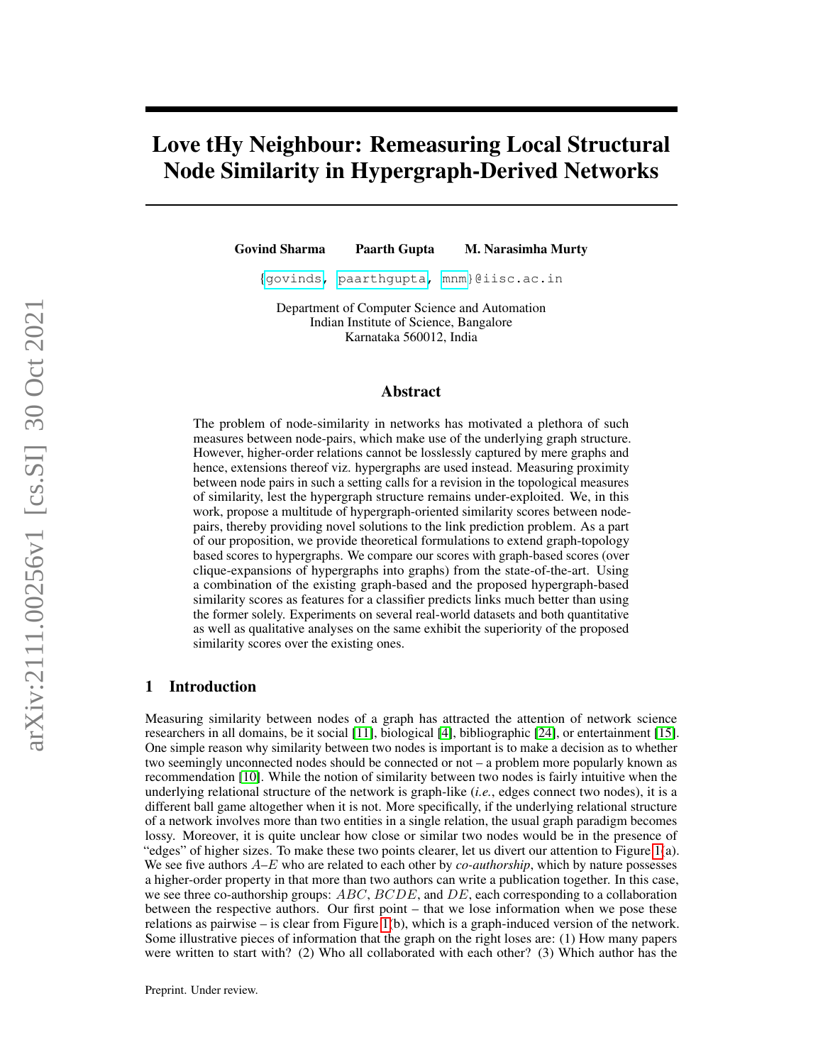# Love tHy Neighbour: Remeasuring Local Structural Node Similarity in Hypergraph-Derived Networks

**Govind Sharma** **Paarth Gupta** **M. Narasimha Murty**

{govinds, paarthgupta, mnm}@iisc.ac.in

Department of Computer Science and Automation
Indian Institute of Science, Bangalore
Karnataka 560012, India

## Abstract

The problem of node-similarity in networks has motivated a plethora of such measures between node-pairs, which make use of the underlying graph structure. However, higher-order relations cannot be losslessly captured by mere graphs and hence, extensions thereof viz. hypergraphs are used instead. Measuring proximity between node pairs in such a setting calls for a revision in the topological measures of similarity, lest the hypergraph structure remains under-exploited. We, in this work, propose a multitude of hypergraph-oriented similarity scores between node-pairs, thereby providing novel solutions to the link prediction problem. As a part of our proposition, we provide theoretical formulations to extend graph-topology based scores to hypergraphs. We compare our scores with graph-based scores (over clique-expansions of hypergraphs into graphs) from the state-of-the-art. Using a combination of the existing graph-based and the proposed hypergraph-based similarity scores as features for a classifier predicts links much better than using the former solely. Experiments on several real-world datasets and both quantitative as well as qualitative analyses on the same exhibit the superiority of the proposed similarity scores over the existing ones.

## 1 Introduction

Measuring similarity between nodes of a graph has attracted the attention of network science researchers in all domains, be it social [11], biological [4], bibliographic [24], or entertainment [15]. One simple reason why similarity between two nodes is important is to make a decision as to whether two seemingly unconnected nodes should be connected or not – a problem more popularly known as recommendation [10]. While the notion of similarity between two nodes is fairly intuitive when the underlying relational structure of the network is graph-like (*i.e.*, edges connect two nodes), it is a different ball game altogether when it is not. More specifically, if the underlying relational structure of a network involves more than two entities in a single relation, the usual graph paradigm becomes lossy. Moreover, it is quite unclear how close or similar two nodes would be in the presence of "edges" of higher sizes. To make these two points clearer, let us divert our attention to Figure 1(a). We see five authors $A$–$E$ who are related to each other by *co-authorship*, which by nature possesses a higher-order property in that more than two authors can write a publication together. In this case, we see three co-authorship groups: $ABC$, $BCDE$, and $DE$, each corresponding to a collaboration between the respective authors. Our first point – that we lose information when we pose these relations as pairwise – is clear from Figure 1(b), which is a graph-induced version of the network. Some illustrative pieces of information that the graph on the right loses are: (1) How many papers were written to start with? (2) Who all collaborated with each other? (3) Which author has the

Preprint. Under review.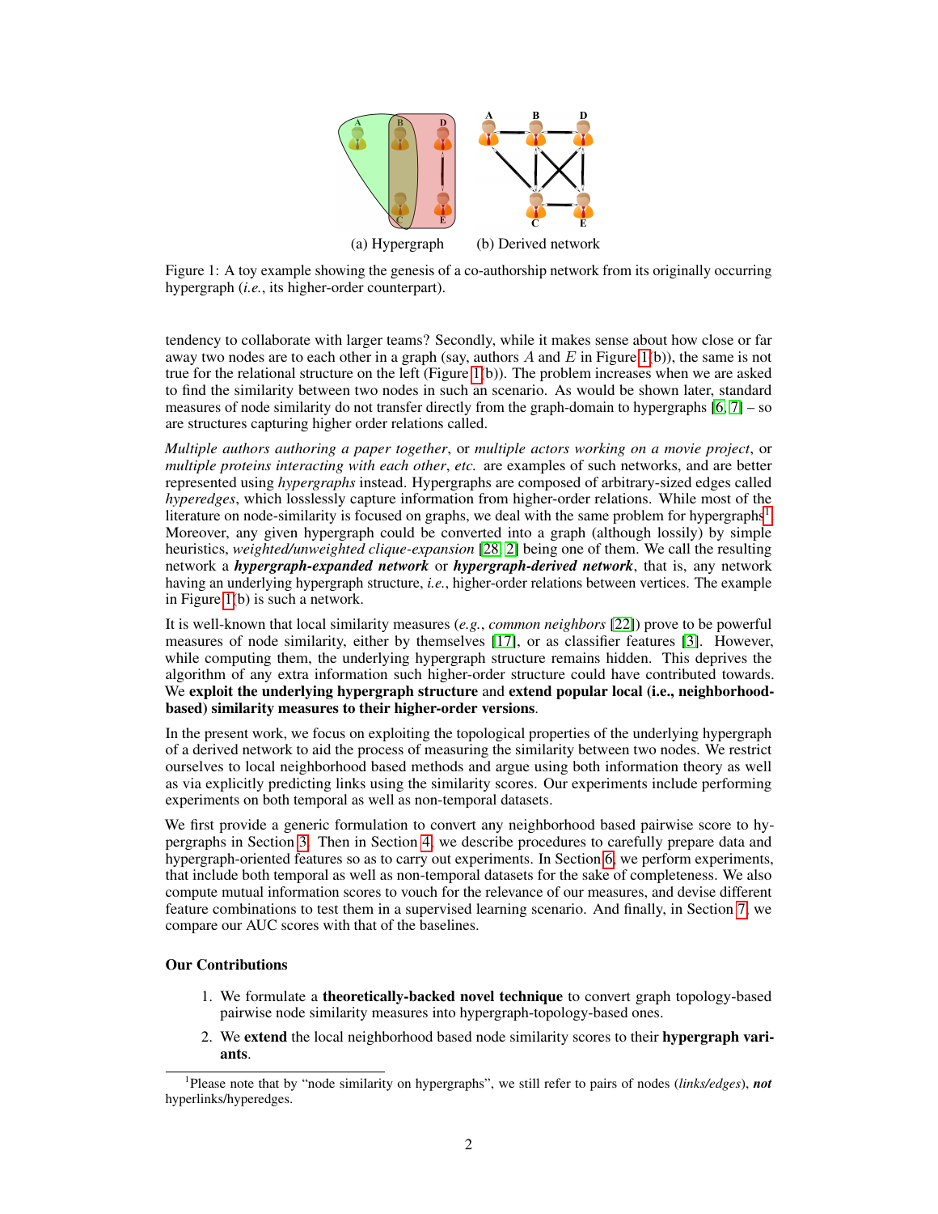(a) Hypergraph (b) Derived network

Figure 1: A toy example showing the genesis of a co-authorship network from its originally occurring hypergraph (*i.e.*, its higher-order counterpart).

tendency to collaborate with larger teams? Secondly, while it makes sense about how close or far away two nodes are to each other in a graph (say, authors $A$ and $E$ in Figure 1(b)), the same is not true for the relational structure on the left (Figure 1(b)). The problem increases when we are asked to find the similarity between two nodes in such an scenario. As would be shown later, standard measures of node similarity do not transfer directly from the graph-domain to hypergraphs [6, 7] – so are structures capturing higher order relations called.

*Multiple authors authoring a paper together*, or *multiple actors working on a movie project*, or *multiple proteins interacting with each other*, *etc.* are examples of such networks, and are better represented using *hypergraphs* instead. Hypergraphs are composed of arbitrary-sized edges called *hyperedges*, which losslessly capture information from higher-order relations. While most of the literature on node-similarity is focused on graphs, we deal with the same problem for hypergraphs[1]. Moreover, any given hypergraph could be converted into a graph (although lossily) by simple heuristics, *weighted/unweighted clique-expansion* [28, 2] being one of them. We call the resulting network a ***hypergraph-expanded network*** or ***hypergraph-derived network***, that is, any network having an underlying hypergraph structure, *i.e.*, higher-order relations between vertices. The example in Figure 1(b) is such a network.

It is well-known that local similarity measures (*e.g.*, *common neighbors* [22]) prove to be powerful measures of node similarity, either by themselves [17], or as classifier features [3]. However, while computing them, the underlying hypergraph structure remains hidden. This deprives the algorithm of any extra information such higher-order structure could have contributed towards. We **exploit the underlying hypergraph structure** and **extend popular local (i.e., neighborhood-based) similarity measures to their higher-order versions**.

In the present work, we focus on exploiting the topological properties of the underlying hypergraph of a derived network to aid the process of measuring the similarity between two nodes. We restrict ourselves to local neighborhood based methods and argue using both information theory as well as via explicitly predicting links using the similarity scores. Our experiments include performing experiments on both temporal as well as non-temporal datasets.

We first provide a generic formulation to convert any neighborhood based pairwise score to hypergraphs in Section 3. Then in Section 4, we describe procedures to carefully prepare data and hypergraph-oriented features so as to carry out experiments. In Section 6, we perform experiments, that include both temporal as well as non-temporal datasets for the sake of completeness. We also compute mutual information scores to vouch for the relevance of our measures, and devise different feature combinations to test them in a supervised learning scenario. And finally, in Section 7, we compare our AUC scores with that of the baselines.

### Our Contributions

1. We formulate a **theoretically-backed novel technique** to convert graph topology-based pairwise node similarity measures into hypergraph-topology-based ones.
2. We **extend** the local neighborhood based node similarity scores to their **hypergraph variants**.

[1] Please note that by "node similarity on hypergraphs", we still refer to pairs of nodes (*links/edges*), ***not*** hyperlinks/hyperedges.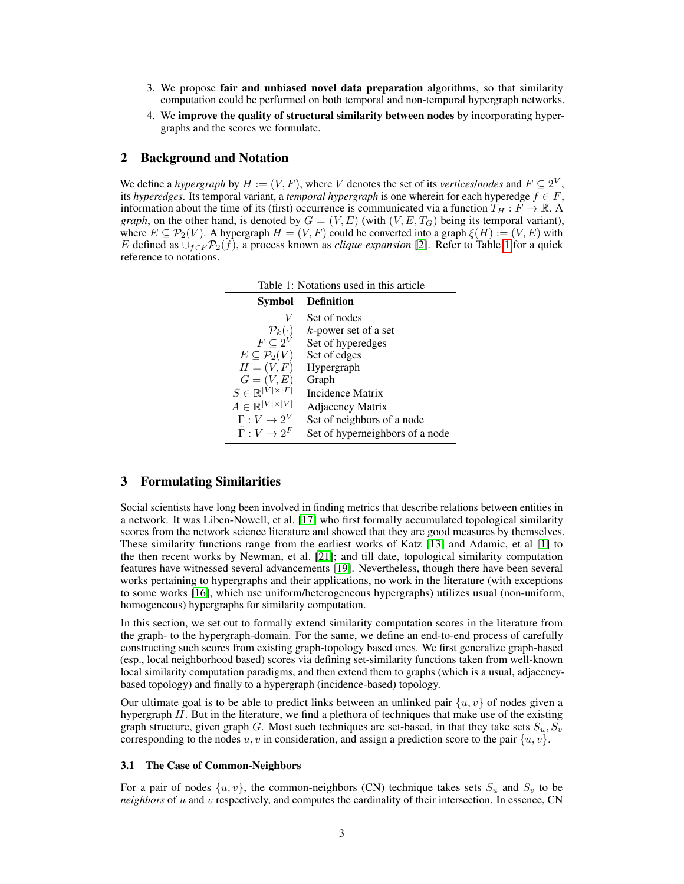3. We propose **fair and unbiased novel data preparation** algorithms, so that similarity computation could be performed on both temporal and non-temporal hypergraph networks.
4. We **improve the quality of structural similarity between nodes** by incorporating hypergraphs and the scores we formulate.

## 2 Background and Notation

We define a *hypergraph* by $H := (V, F)$, where $V$ denotes the set of its *vertices/nodes* and $F \subseteq 2^V$, its *hyperedges*. Its temporal variant, a *temporal hypergraph* is one wherein for each hyperedge $f \in F$, information about the time of its (first) occurrence is communicated via a function $T_H : F \to \mathbb{R}$. A *graph*, on the other hand, is denoted by $G = (V, E)$ (with $(V, E, T_G)$ being its temporal variant), where $E \subseteq \mathcal{P}_2(V)$. A hypergraph $H = (V, F)$ could be converted into a graph $\xi(H) := (V, E)$ with $E$ defined as $\cup_{f \in F} \mathcal{P}_2(f)$, a process known as *clique expansion* [2]. Refer to Table 1 for a quick reference to notations.

Table 1: Notations used in this article

| Symbol | Definition |
|---|---|
| $V$ | Set of nodes |
| $\mathcal{P}_k(\cdot)$ | $k$-power set of a set |
| $F \subseteq 2^V$ | Set of hyperedges |
| $E \subseteq \mathcal{P}_2(V)$ | Set of edges |
| $H = (V, F)$ | Hypergraph |
| $G = (V, E)$ | Graph |
| $S \in \mathbb{R}^{\lvert V \rvert \times \lvert F \rvert}$ | Incidence Matrix |
| $A \in \mathbb{R}^{\lvert V \rvert \times \lvert V \rvert}$ | Adjacency Matrix |
| $\Gamma : V \to 2^V$ | Set of neighbors of a node |
| $\tilde{\Gamma} : V \to 2^F$ | Set of hyperneighbors of a node |

## 3 Formulating Similarities

Social scientists have long been involved in finding metrics that describe relations between entities in a network. It was Liben-Nowell, et al. [17] who first formally accumulated topological similarity scores from the network science literature and showed that they are good measures by themselves. These similarity functions range from the earliest works of Katz [13] and Adamic, et al [1] to the then recent works by Newman, et al. [21]; and till date, topological similarity computation features have witnessed several advancements [19]. Nevertheless, though there have been several works pertaining to hypergraphs and their applications, no work in the literature (with exceptions to some works [16], which use uniform/heterogeneous hypergraphs) utilizes usual (non-uniform, homogeneous) hypergraphs for similarity computation.

In this section, we set out to formally extend similarity computation scores in the literature from the graph- to the hypergraph-domain. For the same, we define an end-to-end process of carefully constructing such scores from existing graph-topology based ones. We first generalize graph-based (esp., local neighborhood based) scores via defining set-similarity functions taken from well-known local similarity computation paradigms, and then extend them to graphs (which is a usual, adjacency-based topology) and finally to a hypergraph (incidence-based) topology.

Our ultimate goal is to be able to predict links between an unlinked pair $\{u, v\}$ of nodes given a hypergraph $H$. But in the literature, we find a plethora of techniques that make use of the existing graph structure, given graph $G$. Most such techniques are set-based, in that they take sets $S_u, S_v$ corresponding to the nodes $u, v$ in consideration, and assign a prediction score to the pair $\{u, v\}$.

### 3.1 The Case of Common-Neighbors

For a pair of nodes $\{u, v\}$, the common-neighbors (CN) technique takes sets $S_u$ and $S_v$ to be *neighbors* of $u$ and $v$ respectively, and computes the cardinality of their intersection. In essence, CN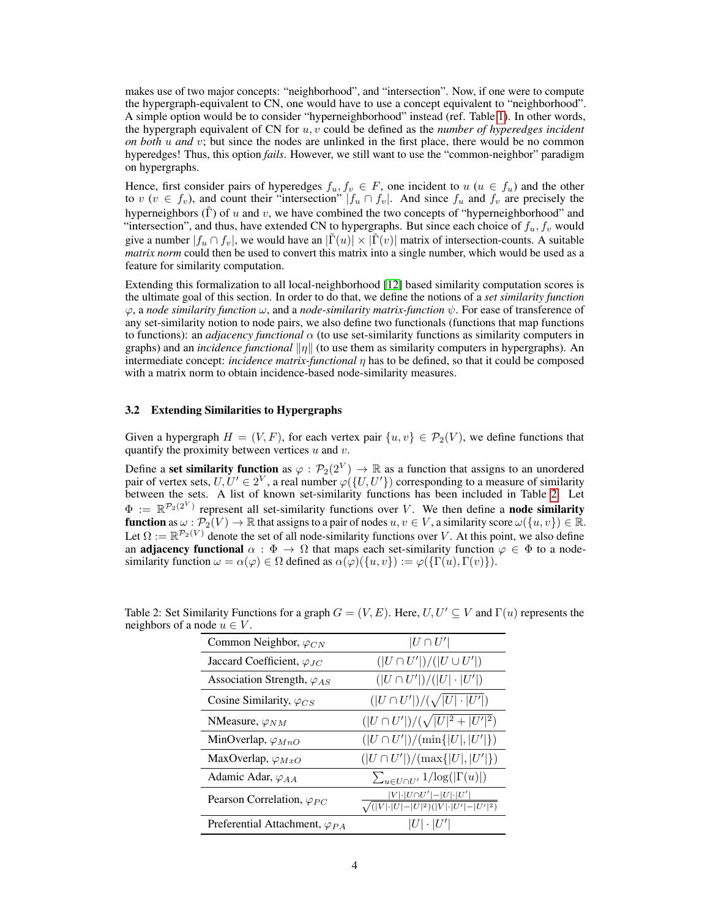makes use of two major concepts: "neighborhood", and "intersection". Now, if one were to compute the hypergraph-equivalent to CN, one would have to use a concept equivalent to "neighborhood". A simple option would be to consider "hyperneighborhood" instead (ref. Table 1). In other words, the hypergraph equivalent of CN for $u, v$ could be defined as the *number of hyperedges incident on both $u$ and $v$*; but since the nodes are unlinked in the first place, there would be no common hyperedges! Thus, this option *fails*. However, we still want to use the "common-neighbor" paradigm on hypergraphs.

Hence, first consider pairs of hyperedges $f_u, f_v \in F$, one incident to $u$ ($u \in f_u$) and the other to $v$ ($v \in f_v$), and count their "intersection" $|f_u \cap f_v|$. And since $f_u$ and $f_v$ are precisely the hyperneighbors ($\tilde{\Gamma}$) of $u$ and $v$, we have combined the two concepts of "hyperneighborhood" and "intersection", and thus, have extended CN to hypergraphs. But since each choice of $f_u, f_v$ would give a number $|f_u \cap f_v|$, we would have an $|\tilde{\Gamma}(u)| \times |\tilde{\Gamma}(v)|$ matrix of intersection-counts. A suitable *matrix norm* could then be used to convert this matrix into a single number, which would be used as a feature for similarity computation.

Extending this formalization to all local-neighborhood [12] based similarity computation scores is the ultimate goal of this section. In order to do that, we define the notions of a *set similarity function* $\varphi$, a *node similarity function* $\omega$, and a *node-similarity matrix-function* $\psi$. For ease of transference of any set-similarity notion to node pairs, we also define two functionals (functions that map functions to functions): an *adjacency functional* $\alpha$ (to use set-similarity functions as similarity computers in graphs) and an *incidence functional* $\|\eta\|$ (to use them as similarity computers in hypergraphs). An intermediate concept: *incidence matrix-functional* $\eta$ has to be defined, so that it could be composed with a matrix norm to obtain incidence-based node-similarity measures.

### 3.2 Extending Similarities to Hypergraphs

Given a hypergraph $H = (V, F)$, for each vertex pair $\{u, v\} \in \mathcal{P}_2(V)$, we define functions that quantify the proximity between vertices $u$ and $v$.

Define a **set similarity function** as $\varphi : \mathcal{P}_2(2^V) \to \mathbb{R}$ as a function that assigns to an unordered pair of vertex sets, $U, U' \in 2^V$, a real number $\varphi(\{U, U'\})$ corresponding to a measure of similarity between the sets. A list of known set-similarity functions has been included in Table 2. Let $\Phi := \mathbb{R}^{\mathcal{P}_2(2^V)}$ represent all set-similarity functions over $V$. We then define a **node similarity function** as $\omega : \mathcal{P}_2(V) \to \mathbb{R}$ that assigns to a pair of nodes $u, v \in V$, a similarity score $\omega(\{u, v\}) \in \mathbb{R}$. Let $\Omega := \mathbb{R}^{\mathcal{P}_2(V)}$ denote the set of all node-similarity functions over $V$. At this point, we also define an **adjacency functional** $\alpha : \Phi \to \Omega$ that maps each set-similarity function $\varphi \in \Phi$ to a node-similarity function $\omega = \alpha(\varphi) \in \Omega$ defined as $\alpha(\varphi)(\{u, v\}) := \varphi(\{\Gamma(u), \Gamma(v)\})$.

Table 2: Set Similarity Functions for a graph $G = (V, E)$. Here, $U, U' \subseteq V$ and $\Gamma(u)$ represents the neighbors of a node $u \in V$.

| | |
|---|---|
| Common Neighbor, $\varphi_{CN}$ | $\lvert U \cap U' \rvert$ |
| Jaccard Coefficient, $\varphi_{JC}$ | $(\lvert U \cap U' \rvert)/(\lvert U \cup U' \rvert)$ |
| Association Strength, $\varphi_{AS}$ | $(\lvert U \cap U' \rvert)/(\lvert U \rvert \cdot \lvert U' \rvert)$ |
| Cosine Similarity, $\varphi_{CS}$ | $(\lvert U \cap U' \rvert)/(\sqrt{\lvert U \rvert \cdot \lvert U' \rvert})$ |
| NMeasure, $\varphi_{NM}$ | $(\lvert U \cap U' \rvert)/(\sqrt{\lvert U \rvert^2 + \lvert U' \rvert^2})$ |
| MinOverlap, $\varphi_{MnO}$ | $(\lvert U \cap U' \rvert)/(\min\{\lvert U \rvert, \lvert U' \rvert\})$ |
| MaxOverlap, $\varphi_{MxO}$ | $(\lvert U \cap U' \rvert)/(\max\{\lvert U \rvert, \lvert U' \rvert\})$ |
| Adamic Adar, $\varphi_{AA}$ | $\sum_{u \in U \cap U'} 1/\log(\lvert \Gamma(u) \rvert)$ |
| Pearson Correlation, $\varphi_{PC}$ | $\frac{\lvert V \rvert \cdot \lvert U \cap U' \rvert - \lvert U \rvert \cdot \lvert U' \rvert}{\sqrt{(\lvert V \rvert \cdot \lvert U \rvert - \lvert U \rvert^2)(\lvert V \rvert \cdot \lvert U' \rvert - \lvert U' \rvert^2)}}$ |
| Preferential Attachment, $\varphi_{PA}$ | $\lvert U \rvert \cdot \lvert U' \rvert$ |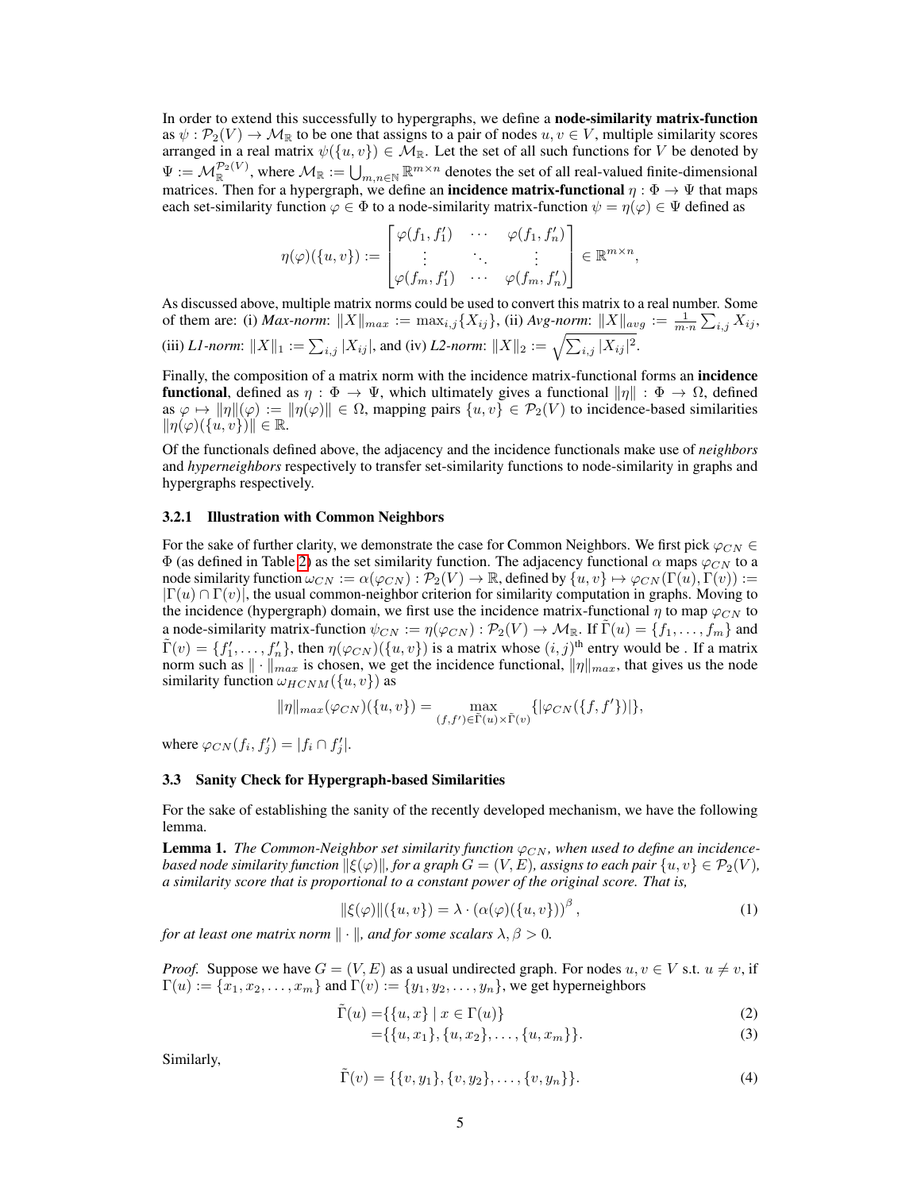In order to extend this successfully to hypergraphs, we define a **node-similarity matrix-function** as $\psi : \mathcal{P}_2(V) \to \mathcal{M}_\mathbb{R}$ to be one that assigns to a pair of nodes $u, v \in V$, multiple similarity scores arranged in a real matrix $\psi(\{u, v\}) \in \mathcal{M}_\mathbb{R}$. Let the set of all such functions for $V$ be denoted by $\Psi := \mathcal{M}_\mathbb{R}^{\mathcal{P}_2(V)}$, where $\mathcal{M}_\mathbb{R} := \bigcup_{m,n\in\mathbb{N}} \mathbb{R}^{m\times n}$ denotes the set of all real-valued finite-dimensional matrices. Then for a hypergraph, we define an **incidence matrix-functional** $\eta : \Phi \to \Psi$ that maps each set-similarity function $\varphi \in \Phi$ to a node-similarity matrix-function $\psi = \eta(\varphi) \in \Psi$ defined as

$$\eta(\varphi)(\{u, v\}) := \begin{bmatrix} \varphi(f_1, f_1') & \cdots & \varphi(f_1, f_n') \\ \vdots & \ddots & \vdots \\ \varphi(f_m, f_1') & \cdots & \varphi(f_m, f_n') \end{bmatrix} \in \mathbb{R}^{m\times n},$$

As discussed above, multiple matrix norms could be used to convert this matrix to a real number. Some of them are: (i) *Max-norm*: $\|X\|_{max} := \max_{i,j}\{X_{ij}\}$, (ii) *Avg-norm*: $\|X\|_{avg} := \frac{1}{m\cdot n}\sum_{i,j} X_{ij}$, (iii) *L1-norm*: $\|X\|_1 := \sum_{i,j} |X_{ij}|$, and (iv) *L2-norm*: $\|X\|_2 := \sqrt{\sum_{i,j} |X_{ij}|^2}$.

Finally, the composition of a matrix norm with the incidence matrix-functional forms an **incidence functional**, defined as $\eta : \Phi \to \Psi$, which ultimately gives a functional $\|\eta\| : \Phi \to \Omega$, defined as $\varphi \mapsto \|\eta\|(\varphi) := \|\eta(\varphi)\| \in \Omega$, mapping pairs $\{u, v\} \in \mathcal{P}_2(V)$ to incidence-based similarities $\|\eta(\varphi)(\{u, v\})\| \in \mathbb{R}$.

Of the functionals defined above, the adjacency and the incidence functionals make use of *neighbors* and *hyperneighbors* respectively to transfer set-similarity functions to node-similarity in graphs and hypergraphs respectively.

### 3.2.1 Illustration with Common Neighbors

For the sake of further clarity, we demonstrate the case for Common Neighbors. We first pick $\varphi_{CN} \in \Phi$ (as defined in Table 2) as the set similarity function. The adjacency functional $\alpha$ maps $\varphi_{CN}$ to a node similarity function $\omega_{CN} := \alpha(\varphi_{CN}) : \mathcal{P}_2(V) \to \mathbb{R}$, defined by $\{u, v\} \mapsto \varphi_{CN}(\Gamma(u), \Gamma(v)) := |\Gamma(u) \cap \Gamma(v)|$, the usual common-neighbor criterion for similarity computation in graphs. Moving to the incidence (hypergraph) domain, we first use the incidence matrix-functional $\eta$ to map $\varphi_{CN}$ to a node-similarity matrix-function $\psi_{CN} := \eta(\varphi_{CN}) : \mathcal{P}_2(V) \to \mathcal{M}_\mathbb{R}$. If $\tilde{\Gamma}(u) = \{f_1, \ldots, f_m\}$ and $\tilde{\Gamma}(v) = \{f_1', \ldots, f_n'\}$, then $\eta(\varphi_{CN})(\{u, v\})$ is a matrix whose $(i, j)^{\text{th}}$ entry would be . If a matrix norm such as $\|\cdot\|_{max}$ is chosen, we get the incidence functional, $\|\eta\|_{max}$, that gives us the node similarity function $\omega_{HCNM}(\{u, v\})$ as

$$\|\eta\|_{max}(\varphi_{CN})(\{u, v\}) = \max_{(f,f')\in\tilde{\Gamma}(u)\times\tilde{\Gamma}(v)} \{|\varphi_{CN}(\{f, f'\})|\},$$

where $\varphi_{CN}(f_i, f_j') = |f_i \cap f_j'|$.

## 3.3 Sanity Check for Hypergraph-based Similarities

For the sake of establishing the sanity of the recently developed mechanism, we have the following lemma.

**Lemma 1.** *The Common-Neighbor set similarity function $\varphi_{CN}$, when used to define an incidence-based node similarity function $\|\xi(\varphi)\|$, for a graph $G = (V, E)$, assigns to each pair $\{u, v\} \in \mathcal{P}_2(V)$, a similarity score that is proportional to a constant power of the original score. That is,*

$$\|\xi(\varphi)\|(\{u, v\}) = \lambda \cdot (\alpha(\varphi)(\{u, v\}))^\beta, \tag{1}$$

*for at least one matrix norm $\|\cdot\|$, and for some scalars $\lambda, \beta > 0$.*

*Proof.* Suppose we have $G = (V, E)$ as a usual undirected graph. For nodes $u, v \in V$ s.t. $u \neq v$, if $\Gamma(u) := \{x_1, x_2, \ldots, x_m\}$ and $\Gamma(v) := \{y_1, y_2, \ldots, y_n\}$, we get hyperneighbors

$$\tilde{\Gamma}(u) = \{\{u, x\} \mid x \in \Gamma(u)\} \tag{2}$$

$$= \{\{u, x_1\}, \{u, x_2\}, \ldots, \{u, x_m\}\}. \tag{3}$$

Similarly,

$$\tilde{\Gamma}(v) = \{\{v, y_1\}, \{v, y_2\}, \ldots, \{v, y_n\}\}. \tag{4}$$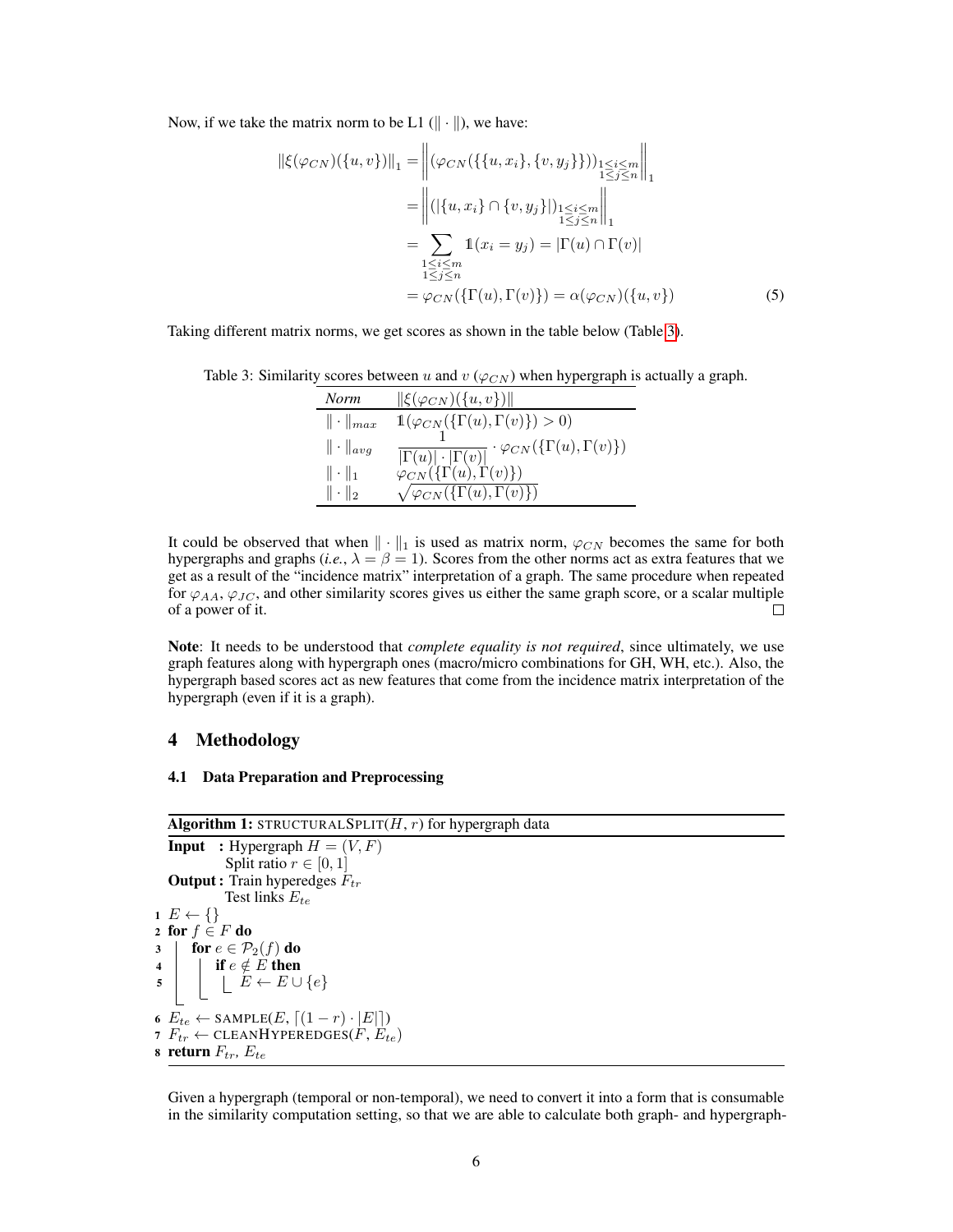Now, if we take the matrix norm to be L1 ($\| \cdot \|$), we have:

$$
\begin{aligned}
\|\xi(\varphi_{CN})(\{u, v\})\|_1 &= \left\| (\varphi_{CN}(\{\{u, x_i\}, \{v, y_j\}\}))_{\substack{1 \le i \le m \\ 1 \le j \le n}} \right\|_1 \\
&= \left\| (|\{u, x_i\} \cap \{v, y_j\}|)_{\substack{1 \le i \le m \\ 1 \le j \le n}} \right\|_1 \\
&= \sum_{\substack{1 \le i \le m \\ 1 \le j \le n}} \mathbb{1}(x_i = y_j) = |\Gamma(u) \cap \Gamma(v)| \\
&= \varphi_{CN}(\{\Gamma(u), \Gamma(v)\}) = \alpha(\varphi_{CN})(\{u, v\})
\end{aligned} \tag{5}
$$

Taking different matrix norms, we get scores as shown in the table below (Table 3).

Table 3: Similarity scores between $u$ and $v$ ($\varphi_{CN}$) when hypergraph is actually a graph.

| *Norm* | $\|\xi(\varphi_{CN})(\{u, v\})\|$ |
|---|---|
| $\| \cdot \|_{max}$ | $\mathbb{1}(\varphi_{CN}(\{\Gamma(u), \Gamma(v)\}) > 0)$ |
| $\| \cdot \|_{avg}$ | $\frac{1}{\|\Gamma(u)\| \cdot \|\Gamma(v)\|} \cdot \varphi_{CN}(\{\Gamma(u), \Gamma(v)\})$ |
| $\| \cdot \|_1$ | $\varphi_{CN}(\{\Gamma(u), \Gamma(v)\})$ |
| $\| \cdot \|_2$ | $\sqrt{\varphi_{CN}(\{\Gamma(u), \Gamma(v)\})}$ |

It could be observed that when $\| \cdot \|_1$ is used as matrix norm, $\varphi_{CN}$ becomes the same for both hypergraphs and graphs (*i.e.*, $\lambda = \beta = 1$). Scores from the other norms act as extra features that we get as a result of the "incidence matrix" interpretation of a graph. The same procedure when repeated for $\varphi_{AA}$, $\varphi_{JC}$, and other similarity scores gives us either the same graph score, or a scalar multiple of a power of it. □

**Note**: It needs to be understood that *complete equality is not required*, since ultimately, we use graph features along with hypergraph ones (macro/micro combinations for GH, WH, etc.). Also, the hypergraph based scores act as new features that come from the incidence matrix interpretation of the hypergraph (even if it is a graph).

# 4 Methodology

## 4.1 Data Preparation and Preprocessing

**Algorithm 1:** STRUCTURALSPLIT($H$, $r$) for hypergraph data

```
Input  : Hypergraph H = (V, F)
         Split ratio r ∈ [0, 1]
Output : Train hyperedges F_tr
         Test links E_te
1 E ← {}
2 for f ∈ F do
3     for e ∈ P_2(f) do
4         if e ∉ E then
5             E ← E ∪ {e}
6 E_te ← SAMPLE(E, ⌈(1 − r) · |E|⌉)
7 F_tr ← CLEANHYPEREDGES(F, E_te)
8 return F_tr, E_te
```

Given a hypergraph (temporal or non-temporal), we need to convert it into a form that is consumable in the similarity computation setting, so that we are able to calculate both graph- and hypergraph-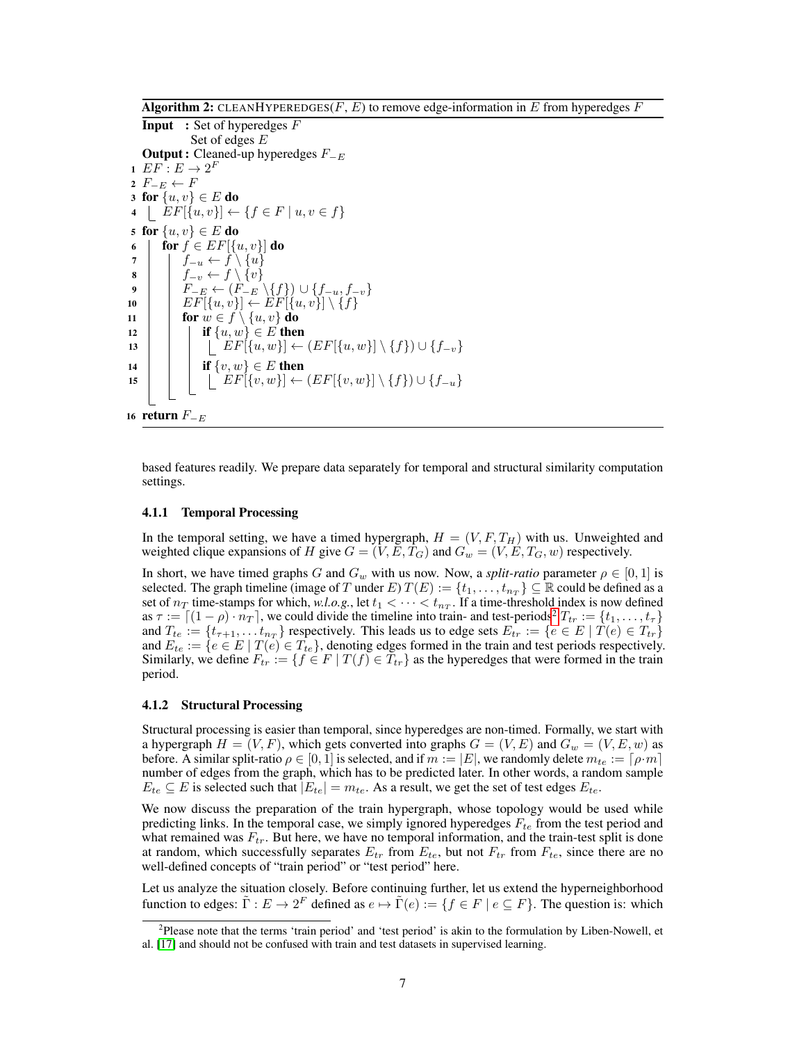**Algorithm 2:** CLEANHYPEREDGES($F$, $E$) to remove edge-information in $E$ from hyperedges $F$

```
Input   : Set of hyperedges F
          Set of edges E
Output : Cleaned-up hyperedges F_{-E}
1  EF : E → 2^F
2  F_{-E} ← F
3  for {u, v} ∈ E do
4      EF[{u, v}] ← {f ∈ F | u, v ∈ f}
5  for {u, v} ∈ E do
6      for f ∈ EF[{u, v}] do
7          f_{-u} ← f \ {u}
8          f_{-v} ← f \ {v}
9          F_{-E} ← (F_{-E} \ {f}) ∪ {f_{-u}, f_{-v}}
10         EF[{u, v}] ← EF[{u, v}] \ {f}
11         for w ∈ f \ {u, v} do
12             if {u, w} ∈ E then
13                 EF[{u, w}] ← (EF[{u, w}] \ {f}) ∪ {f_{-v}}
14             if {v, w} ∈ E then
15                 EF[{v, w}] ← (EF[{v, w}] \ {f}) ∪ {f_{-u}}
16 return F_{-E}
```

based features readily. We prepare data separately for temporal and structural similarity computation settings.

### 4.1.1 Temporal Processing

In the temporal setting, we have a timed hypergraph, $H = (V, F, T_H)$ with us. Unweighted and weighted clique expansions of $H$ give $G = (V, E, T_G)$ and $G_w = (V, E, T_G, w)$ respectively.

In short, we have timed graphs $G$ and $G_w$ with us now. Now, a *split-ratio* parameter $\rho \in [0, 1]$ is selected. The graph timeline (image of $T$ under $E$) $T(E) := \{t_1, \dots, t_{n_T}\} \subseteq \mathbb{R}$ could be defined as a set of $n_T$ time-stamps for which, *w.l.o.g.*, let $t_1 < \cdots < t_{n_T}$. If a time-threshold index is now defined as $\tau := \lceil (1 - \rho) \cdot n_T \rceil$, we could divide the timeline into train- and test-periods[2] $T_{tr} := \{t_1, \dots, t_\tau\}$ and $T_{te} := \{t_{\tau+1}, \dots t_{n_T}\}$ respectively. This leads us to edge sets $E_{tr} := \{e \in E \mid T(e) \in T_{tr}\}$ and $E_{te} := \{e \in E \mid T(e) \in T_{te}\}$, denoting edges formed in the train and test periods respectively. Similarly, we define $F_{tr} := \{f \in F \mid T(f) \in T_{tr}\}$ as the hyperedges that were formed in the train period.

### 4.1.2 Structural Processing

Structural processing is easier than temporal, since hyperedges are non-timed. Formally, we start with a hypergraph $H = (V, F)$, which gets converted into graphs $G = (V, E)$ and $G_w = (V, E, w)$ as before. A similar split-ratio $\rho \in [0, 1]$ is selected, and if $m := |E|$, we randomly delete $m_{te} := \lceil \rho \cdot m \rceil$ number of edges from the graph, which has to be predicted later. In other words, a random sample $E_{te} \subseteq E$ is selected such that $|E_{te}| = m_{te}$. As a result, we get the set of test edges $E_{te}$.

We now discuss the preparation of the train hypergraph, whose topology would be used while predicting links. In the temporal case, we simply ignored hyperedges $F_{te}$ from the test period and what remained was $F_{tr}$. But here, we have no temporal information, and the train-test split is done at random, which successfully separates $E_{tr}$ from $E_{te}$, but not $F_{tr}$ from $F_{te}$, since there are no well-defined concepts of "train period" or "test period" here.

Let us analyze the situation closely. Before continuing further, let us extend the hyperneighborhood function to edges: $\tilde{\Gamma} : E \to 2^F$ defined as $e \mapsto \tilde{\Gamma}(e) := \{f \in F \mid e \subseteq F\}$. The question is: which

[2]Please note that the terms 'train period' and 'test period' is akin to the formulation by Liben-Nowell, et al. [17] and should not be confused with train and test datasets in supervised learning.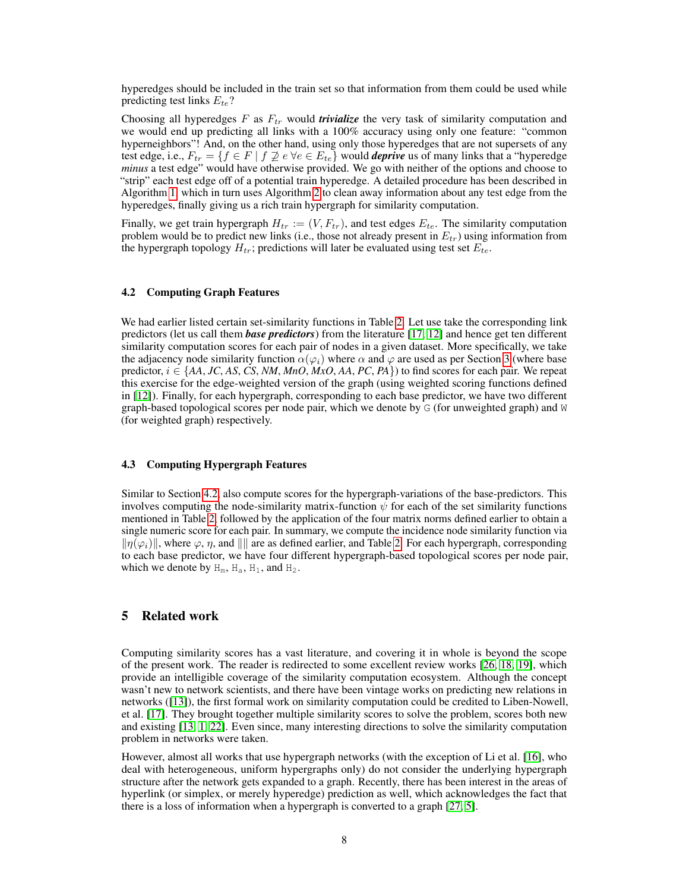hyperedges should be included in the train set so that information from them could be used while predicting test links $E_{te}$?

Choosing all hyperedges $F$ as $F_{tr}$ would ***trivialize*** the very task of similarity computation and we would end up predicting all links with a 100% accuracy using only one feature: "common hyperneighbors"! And, on the other hand, using only those hyperedges that are not supersets of any test edge, i.e., $F_{tr} = \{f \in F \mid f \not\supseteq e \; \forall e \in E_{te}\}$ would ***deprive*** us of many links that a "hyperedge *minus* a test edge" would have otherwise provided. We go with neither of the options and choose to "strip" each test edge off of a potential train hyperedge. A detailed procedure has been described in Algorithm 1, which in turn uses Algorithm 2 to clean away information about any test edge from the hyperedges, finally giving us a rich train hypergraph for similarity computation.

Finally, we get train hypergraph $H_{tr} := (V, F_{tr})$, and test edges $E_{te}$. The similarity computation problem would be to predict new links (i.e., those not already present in $E_{tr}$) using information from the hypergraph topology $H_{tr}$; predictions will later be evaluated using test set $E_{te}$.

### 4.2 Computing Graph Features

We had earlier listed certain set-similarity functions in Table 2. Let use take the corresponding link predictors (let us call them ***base predictors***) from the literature [17, 12] and hence get ten different similarity computation scores for each pair of nodes in a given dataset. More specifically, we take the adjacency node similarity function $\alpha(\varphi_i)$ where $\alpha$ and $\varphi$ are used as per Section 3 (where base predictor, $i \in \{$*AA*, *JC*, *AS*, *CS*, *NM*, *MnO*, *MxO*, *AA*, *PC*, *PA*$\}$) to find scores for each pair. We repeat this exercise for the edge-weighted version of the graph (using weighted scoring functions defined in [12]). Finally, for each hypergraph, corresponding to each base predictor, we have two different graph-based topological scores per node pair, which we denote by `G` (for unweighted graph) and `W` (for weighted graph) respectively.

### 4.3 Computing Hypergraph Features

Similar to Section 4.2, also compute scores for the hypergraph-variations of the base-predictors. This involves computing the node-similarity matrix-function $\psi$ for each of the set similarity functions mentioned in Table 2, followed by the application of the four matrix norms defined earlier to obtain a single numeric score for each pair. In summary, we compute the incidence node similarity function via $\|\eta(\varphi_i)\|$, where $\varphi$, $\eta$, and $\|\|$ are as defined earlier, and Table 2. For each hypergraph, corresponding to each base predictor, we have four different hypergraph-based topological scores per node pair, which we denote by $\mathtt{H}_\mathtt{m}$, $\mathtt{H}_\mathtt{a}$, $\mathtt{H}_1$, and $\mathtt{H}_2$.

## 5 Related work

Computing similarity scores has a vast literature, and covering it in whole is beyond the scope of the present work. The reader is redirected to some excellent review works [26, 18, 19], which provide an intelligible coverage of the similarity computation ecosystem. Although the concept wasn't new to network scientists, and there have been vintage works on predicting new relations in networks ([13]), the first formal work on similarity computation could be credited to Liben-Nowell, et al. [17]. They brought together multiple similarity scores to solve the problem, scores both new and existing [13, 1, 22]. Even since, many interesting directions to solve the similarity computation problem in networks were taken.

However, almost all works that use hypergraph networks (with the exception of Li et al. [16], who deal with heterogeneous, uniform hypergraphs only) do not consider the underlying hypergraph structure after the network gets expanded to a graph. Recently, there has been interest in the areas of hyperlink (or simplex, or merely hyperedge) prediction as well, which acknowledges the fact that there is a loss of information when a hypergraph is converted to a graph [27, 5].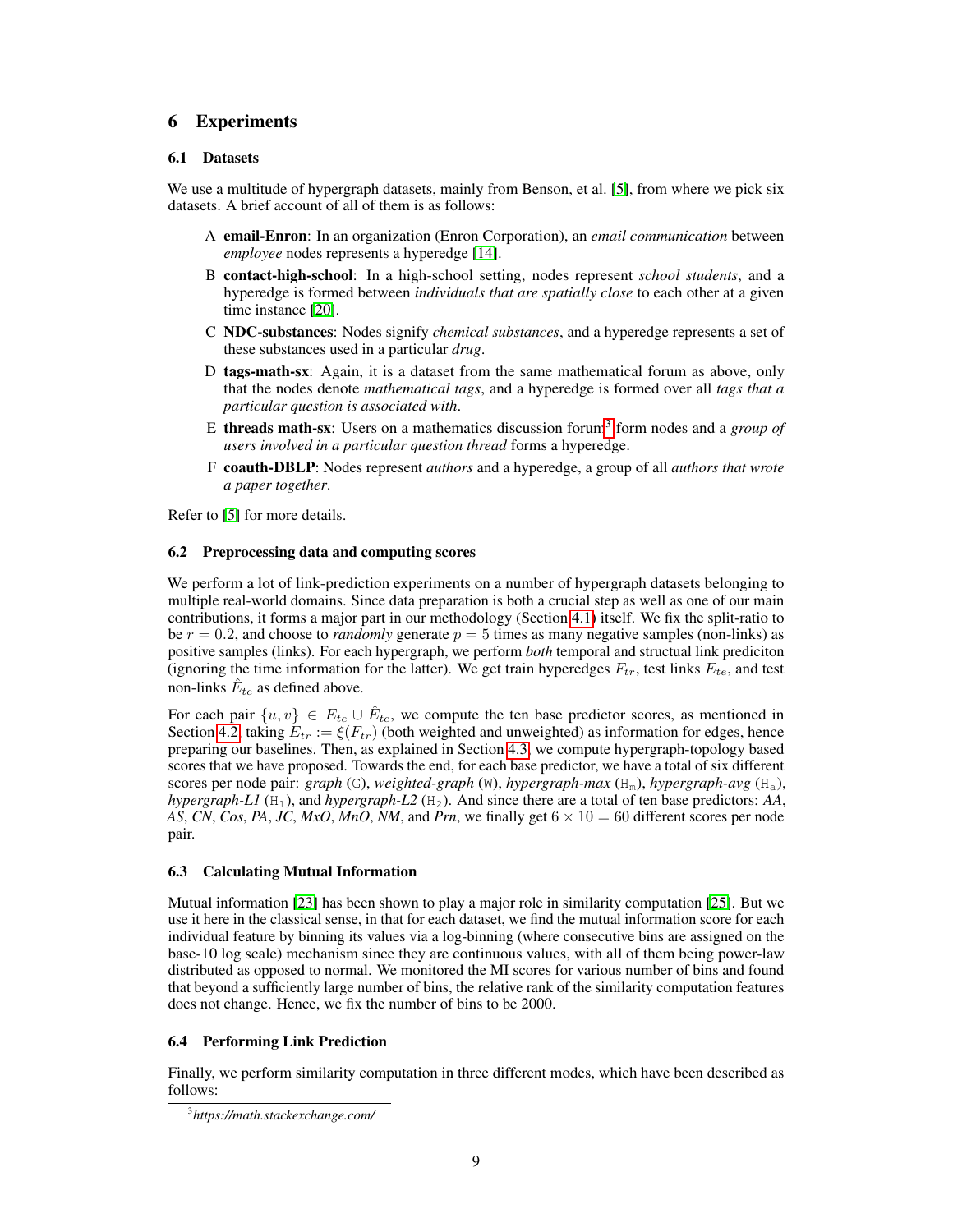# 6 Experiments

## 6.1 Datasets

We use a multitude of hypergraph datasets, mainly from Benson, et al. [5], from where we pick six datasets. A brief account of all of them is as follows:

A **email-Enron**: In an organization (Enron Corporation), an *email communication* between *employee* nodes represents a hyperedge [14].

B **contact-high-school**: In a high-school setting, nodes represent *school students*, and a hyperedge is formed between *individuals that are spatially close* to each other at a given time instance [20].

C **NDC-substances**: Nodes signify *chemical substances*, and a hyperedge represents a set of these substances used in a particular *drug*.

D **tags-math-sx**: Again, it is a dataset from the same mathematical forum as above, only that the nodes denote *mathematical tags*, and a hyperedge is formed over all *tags that a particular question is associated with*.

E **threads math-sx**: Users on a mathematics discussion forum[3] form nodes and a *group of users involved in a particular question thread* forms a hyperedge.

F **coauth-DBLP**: Nodes represent *authors* and a hyperedge, a group of all *authors that wrote a paper together*.

Refer to [5] for more details.

## 6.2 Preprocessing data and computing scores

We perform a lot of link-prediction experiments on a number of hypergraph datasets belonging to multiple real-world domains. Since data preparation is both a crucial step as well as one of our main contributions, it forms a major part in our methodology (Section 4.1) itself. We fix the split-ratio to be $r = 0.2$, and choose to *randomly* generate $p = 5$ times as many negative samples (non-links) as positive samples (links). For each hypergraph, we perform *both* temporal and structual link prediciton (ignoring the time information for the latter). We get train hyperedges $F_{tr}$, test links $E_{te}$, and test non-links $\hat{E}_{te}$ as defined above.

For each pair $\{u, v\} \in E_{te} \cup \hat{E}_{te}$, we compute the ten base predictor scores, as mentioned in Section 4.2, taking $E_{tr} := \xi(F_{tr})$ (both weighted and unweighted) as information for edges, hence preparing our baselines. Then, as explained in Section 4.3, we compute hypergraph-topology based scores that we have proposed. Towards the end, for each base predictor, we have a total of six different scores per node pair: *graph* ($\mathtt{G}$), *weighted-graph* ($\mathtt{W}$), *hypergraph-max* ($\mathtt{H_m}$), *hypergraph-avg* ($\mathtt{H_a}$), *hypergraph-L1* ($\mathtt{H_1}$), and *hypergraph-L2* ($\mathtt{H_2}$). And since there are a total of ten base predictors: *AA*, *AS*, *CN*, *Cos*, *PA*, *JC*, *MxO*, *MnO*, *NM*, and *Prn*, we finally get $6 \times 10 = 60$ different scores per node pair.

## 6.3 Calculating Mutual Information

Mutual information [23] has been shown to play a major role in similarity computation [25]. But we use it here in the classical sense, in that for each dataset, we find the mutual information score for each individual feature by binning its values via a log-binning (where consecutive bins are assigned on the base-10 log scale) mechanism since they are continuous values, with all of them being power-law distributed as opposed to normal. We monitored the MI scores for various number of bins and found that beyond a sufficiently large number of bins, the relative rank of the similarity computation features does not change. Hence, we fix the number of bins to be 2000.

## 6.4 Performing Link Prediction

Finally, we perform similarity computation in three different modes, which have been described as follows:

[3] *https://math.stackexchange.com/*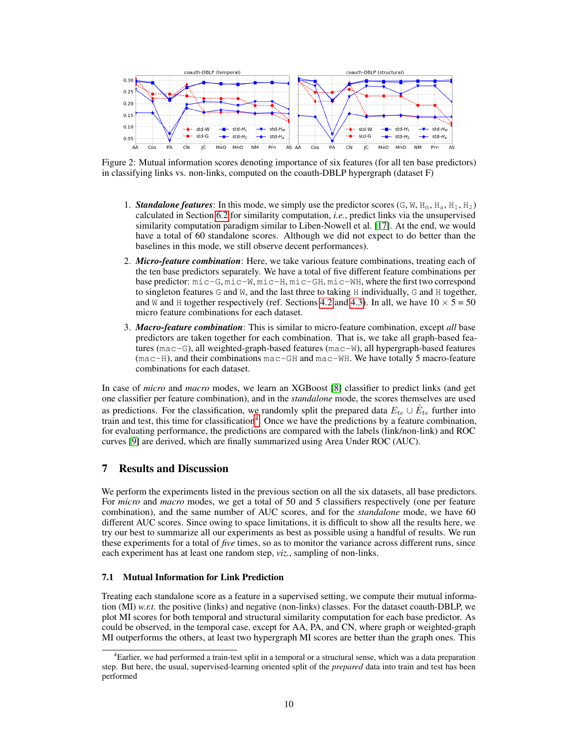Figure 2: Mutual information scores denoting importance of six features (for all ten base predictors) in classifying links vs. non-links, computed on the coauth-DBLP hypergraph (dataset F)

1. ***Standalone features***: In this mode, we simply use the predictor scores (G, W, $H_m$, $H_a$, $H_1$, $H_2$) calculated in Section 6.2 for similarity computation, *i.e.*, predict links via the unsupervised similarity computation paradigm similar to Liben-Nowell et al. [17]. At the end, we would have a total of 60 standalone scores. Although we did not expect to do better than the baselines in this mode, we still observe decent performances).
2. ***Micro-feature combination***: Here, we take various feature combinations, treating each of the ten base predictors separately. We have a total of five different feature combinations per base predictor: `mic-G`, `mic-W`, `mic-H`, `mic-GH`, `mic-WH`, where the first two correspond to singleton features G and W, and the last three to taking H individually, G and H together, and W and H together respectively (ref. Sections 4.2 and 4.3). In all, we have $10 \times 5 = 50$ micro feature combinations for each dataset.
3. ***Macro-feature combination***: This is similar to micro-feature combination, except *all* base predictors are taken together for each combination. That is, we take all graph-based features (`mac-G`), all weighted-graph-based features (`mac-W`), all hypergraph-based features (`mac-H`), and their combinations `mac-GH` and `mac-WH`. We have totally 5 macro-feature combinations for each dataset.

In case of *micro* and *macro* modes, we learn an XGBoost [8] classifier to predict links (and get one classifier per feature combination), and in the *standalone* mode, the scores themselves are used as predictions. For the classification, we randomly split the prepared data $E_{te} \cup \hat{E}_{te}$ further into train and test, this time for classification[4]. Once we have the predictions by a feature combination, for evaluating performance, the predictions are compared with the labels (link/non-link) and ROC curves [9] are derived, which are finally summarized using Area Under ROC (AUC).

## 7 Results and Discussion

We perform the experiments listed in the previous section on all the six datasets, all base predictors. For *micro* and *macro* modes, we get a total of 50 and 5 classifiers respectively (one per feature combination), and the same number of AUC scores, and for the *standalone* mode, we have 60 different AUC scores. Since owing to space limitations, it is difficult to show all the results here, we try our best to summarize all our experiments as best as possible using a handful of results. We run these experiments for a total of *five* times, so as to monitor the variance across different runs, since each experiment has at least one random step, *viz.*, sampling of non-links.

### 7.1 Mutual Information for Link Prediction

Treating each standalone score as a feature in a supervised setting, we compute their mutual information (MI) *w.r.t.* the positive (links) and negative (non-links) classes. For the dataset coauth-DBLP, we plot MI scores for both temporal and structural similarity computation for each base predictor. As could be observed, in the temporal case, except for AA, PA, and CN, where graph or weighted-graph MI outperforms the others, at least two hypergraph MI scores are better than the graph ones. This

[4] Earlier, we had performed a train-test split in a temporal or a structural sense, which was a data preparation step. But here, the usual, supervised-learning oriented split of the *prepared* data into train and test has been performed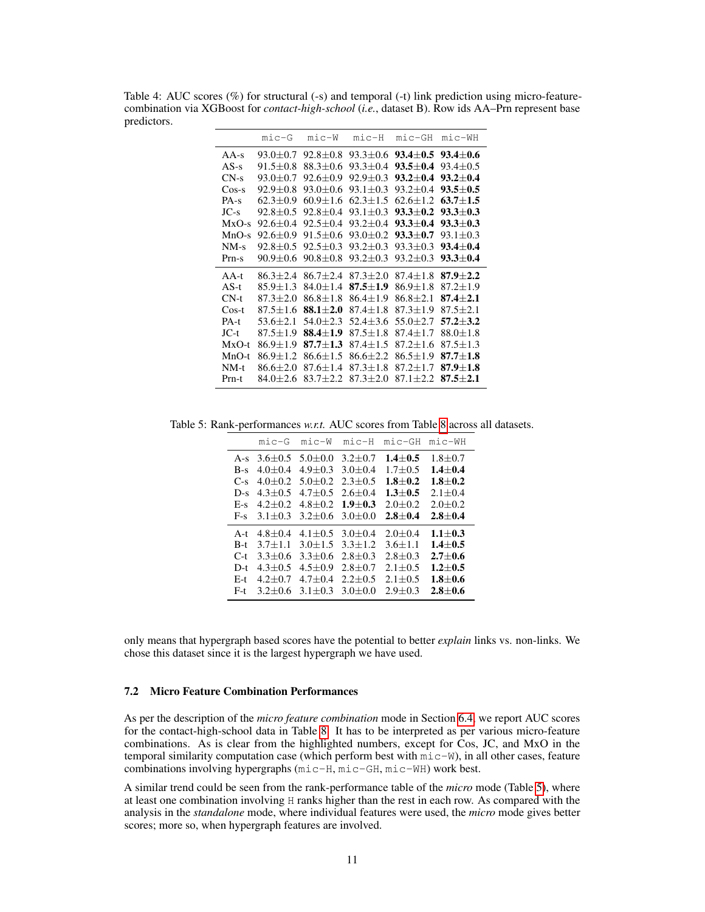Table 4: AUC scores (%) for structural (-s) and temporal (-t) link prediction using micro-feature-combination via XGBoost for *contact-high-school* (*i.e.*, dataset B). Row ids AA–Prn represent base predictors.

| | mic-G | mic-W | mic-H | mic-GH | mic-WH |
|---|---|---|---|---|---|
| AA-s | 93.0±0.7 | 92.8±0.8 | 93.3±0.6 | **93.4±0.5** | **93.4±0.6** |
| AS-s | 91.5±0.8 | 88.3±0.6 | 93.3±0.4 | **93.5±0.4** | 93.4±0.5 |
| CN-s | 93.0±0.7 | 92.6±0.9 | 92.9±0.3 | **93.2±0.4** | **93.2±0.4** |
| Cos-s | 92.9±0.8 | 93.0±0.6 | 93.1±0.3 | 93.2±0.4 | **93.5±0.5** |
| PA-s | 62.3±0.9 | 60.9±1.6 | 62.3±1.5 | 62.6±1.2 | **63.7±1.5** |
| JC-s | 92.8±0.5 | 92.8±0.4 | 93.1±0.3 | **93.3±0.2** | **93.3±0.3** |
| MxO-s | 92.6±0.4 | 92.5±0.4 | 93.2±0.4 | **93.3±0.4** | **93.3±0.3** |
| MnO-s | 92.6±0.9 | 91.5±0.6 | 93.0±0.2 | **93.3±0.7** | 93.1±0.3 |
| NM-s | 92.8±0.5 | 92.5±0.3 | 93.2±0.3 | 93.3±0.3 | **93.4±0.4** |
| Prn-s | 90.9±0.6 | 90.8±0.8 | 93.2±0.3 | 93.2±0.3 | **93.3±0.4** |
| AA-t | 86.3±2.4 | 86.7±2.4 | 87.3±2.0 | 87.4±1.8 | **87.9±2.2** |
| AS-t | 85.9±1.3 | 84.0±1.4 | **87.5±1.9** | 86.9±1.8 | 87.2±1.9 |
| CN-t | 87.3±2.0 | 86.8±1.8 | 86.4±1.9 | 86.8±2.1 | **87.4±2.1** |
| Cos-t | 87.5±1.6 | **88.1±2.0** | 87.4±1.8 | 87.3±1.9 | 87.5±2.1 |
| PA-t | 53.6±2.1 | 54.0±2.3 | 52.4±3.6 | 55.0±2.7 | **57.2±3.2** |
| JC-t | 87.5±1.9 | **88.4±1.9** | 87.5±1.8 | 87.4±1.7 | 88.0±1.8 |
| MxO-t | 86.9±1.9 | **87.7±1.3** | 87.4±1.5 | 87.2±1.6 | 87.5±1.3 |
| MnO-t | 86.9±1.2 | 86.6±1.5 | 86.6±2.2 | 86.5±1.9 | **87.7±1.8** |
| NM-t | 86.6±2.0 | 87.6±1.4 | 87.3±1.8 | 87.2±1.7 | **87.9±1.8** |
| Prn-t | 84.0±2.6 | 83.7±2.2 | 87.3±2.0 | 87.1±2.2 | **87.5±2.1** |

Table 5: Rank-performances *w.r.t.* AUC scores from Table 8 across all datasets.

| | mic-G | mic-W | mic-H | mic-GH | mic-WH |
|---|---|---|---|---|---|
| A-s | 3.6±0.5 | 5.0±0.0 | 3.2±0.7 | **1.4±0.5** | 1.8±0.7 |
| B-s | 4.0±0.4 | 4.9±0.3 | 3.0±0.4 | 1.7±0.5 | **1.4±0.4** |
| C-s | 4.0±0.2 | 5.0±0.2 | 2.3±0.5 | **1.8±0.2** | **1.8±0.2** |
| D-s | 4.3±0.5 | 4.7±0.5 | 2.6±0.4 | **1.3±0.5** | 2.1±0.4 |
| E-s | 4.2±0.2 | 4.8±0.2 | **1.9±0.3** | 2.0±0.2 | 2.0±0.2 |
| F-s | 3.1±0.3 | 3.2±0.6 | 3.0±0.0 | **2.8±0.4** | **2.8±0.4** |
| A-t | 4.8±0.4 | 4.1±0.5 | 3.0±0.4 | 2.0±0.4 | **1.1±0.3** |
| B-t | 3.7±1.1 | 3.0±1.5 | 3.3±1.2 | 3.6±1.1 | **1.4±0.5** |
| C-t | 3.3±0.6 | 3.3±0.6 | 2.8±0.3 | 2.8±0.3 | **2.7±0.6** |
| D-t | 4.3±0.5 | 4.5±0.9 | 2.8±0.7 | 2.1±0.5 | **1.2±0.5** |
| E-t | 4.2±0.7 | 4.7±0.4 | 2.2±0.5 | 2.1±0.5 | **1.8±0.6** |
| F-t | 3.2±0.6 | 3.1±0.3 | 3.0±0.0 | 2.9±0.3 | **2.8±0.6** |

only means that hypergraph based scores have the potential to better *explain* links vs. non-links. We chose this dataset since it is the largest hypergraph we have used.

### 7.2 Micro Feature Combination Performances

As per the description of the *micro feature combination* mode in Section 6.4, we report AUC scores for the contact-high-school data in Table 8. It has to be interpreted as per various micro-feature combinations. As is clear from the highlighted numbers, except for Cos, JC, and MxO in the temporal similarity computation case (which perform best with mic-W), in all other cases, feature combinations involving hypergraphs (mic-H, mic-GH, mic-WH) work best.

A similar trend could be seen from the rank-performance table of the *micro* mode (Table 5), where at least one combination involving H ranks higher than the rest in each row. As compared with the analysis in the *standalone* mode, where individual features were used, the *micro* mode gives better scores; more so, when hypergraph features are involved.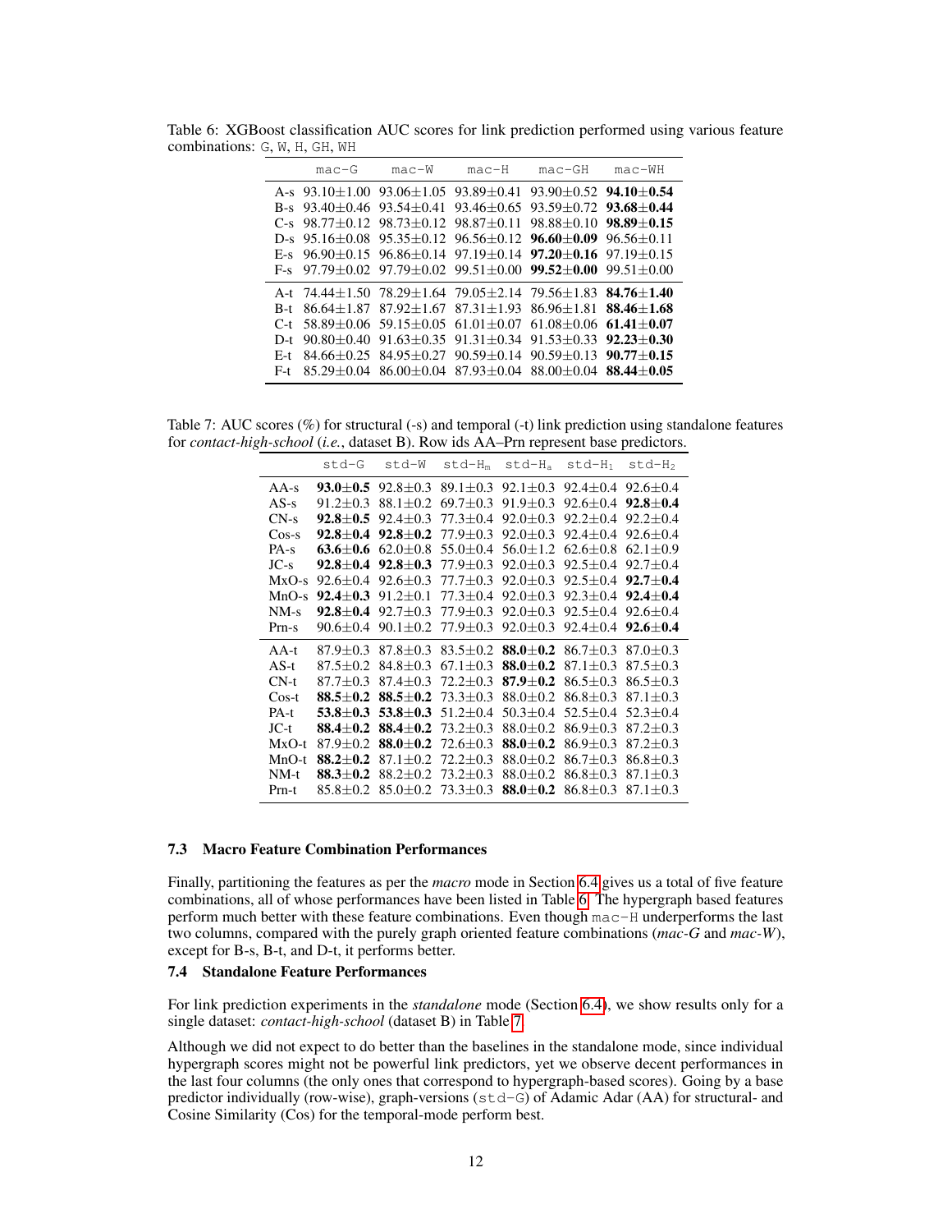Table 6: XGBoost classification AUC scores for link prediction performed using various feature combinations: G, W, H, GH, WH

| | mac-G | mac-W | mac-H | mac-GH | mac-WH |
|---|---|---|---|---|---|
| A-s | 93.10±1.00 | 93.06±1.05 | 93.89±0.41 | 93.90±0.52 | **94.10±0.54** |
| B-s | 93.40±0.46 | 93.54±0.41 | 93.46±0.65 | 93.59±0.72 | **93.68±0.44** |
| C-s | 98.77±0.12 | 98.73±0.12 | 98.87±0.11 | 98.88±0.10 | **98.89±0.15** |
| D-s | 95.16±0.08 | 95.35±0.12 | 96.56±0.12 | **96.60±0.09** | 96.56±0.11 |
| E-s | 96.90±0.15 | 96.86±0.14 | 97.19±0.14 | **97.20±0.16** | 97.19±0.15 |
| F-s | 97.79±0.02 | 97.79±0.02 | 99.51±0.00 | **99.52±0.00** | 99.51±0.00 |
| A-t | 74.44±1.50 | 78.29±1.64 | 79.05±2.14 | 79.56±1.83 | **84.76±1.40** |
| B-t | 86.64±1.87 | 87.92±1.67 | 87.31±1.93 | 86.96±1.81 | **88.46±1.68** |
| C-t | 58.89±0.06 | 59.15±0.05 | 61.01±0.07 | 61.08±0.06 | **61.41±0.07** |
| D-t | 90.80±0.40 | 91.63±0.35 | 91.31±0.34 | 91.53±0.33 | **92.23±0.30** |
| E-t | 84.66±0.25 | 84.95±0.27 | 90.59±0.14 | 90.59±0.13 | **90.77±0.15** |
| F-t | 85.29±0.04 | 86.00±0.04 | 87.93±0.04 | 88.00±0.04 | **88.44±0.05** |

Table 7: AUC scores (%) for structural (-s) and temporal (-t) link prediction using standalone features for *contact-high-school* (*i.e.*, dataset B). Row ids AA–Prn represent base predictors.

| | std-G | std-W | std-$H_m$ | std-$H_a$ | std-$H_1$ | std-$H_2$ |
|---|---|---|---|---|---|---|
| AA-s | **93.0±0.5** | 92.8±0.3 | 89.1±0.3 | 92.1±0.3 | 92.4±0.4 | 92.6±0.4 |
| AS-s | 91.2±0.3 | 88.1±0.2 | 69.7±0.3 | 91.9±0.3 | 92.6±0.4 | **92.8±0.4** |
| CN-s | **92.8±0.5** | 92.4±0.3 | 77.3±0.4 | 92.0±0.3 | 92.2±0.4 | 92.2±0.4 |
| Cos-s | **92.8±0.4** | **92.8±0.2** | 77.9±0.3 | 92.0±0.3 | 92.4±0.4 | 92.6±0.4 |
| PA-s | **63.6±0.6** | 62.0±0.8 | 55.0±0.4 | 56.0±1.2 | 62.6±0.8 | 62.1±0.9 |
| JC-s | **92.8±0.4** | **92.8±0.3** | 77.9±0.3 | 92.0±0.3 | 92.5±0.4 | 92.7±0.4 |
| MxO-s | 92.6±0.4 | 92.6±0.3 | 77.7±0.3 | 92.0±0.3 | 92.5±0.4 | **92.7±0.4** |
| MnO-s | **92.4±0.3** | 91.2±0.1 | 77.3±0.4 | 92.0±0.3 | 92.3±0.4 | **92.4±0.4** |
| NM-s | **92.8±0.4** | 92.7±0.3 | 77.9±0.3 | 92.0±0.3 | 92.5±0.4 | 92.6±0.4 |
| Prn-s | 90.6±0.4 | 90.1±0.2 | 77.9±0.3 | 92.0±0.3 | 92.4±0.4 | **92.6±0.4** |
| AA-t | 87.9±0.3 | 87.8±0.3 | 83.5±0.2 | **88.0±0.2** | 86.7±0.3 | 87.0±0.3 |
| AS-t | 87.5±0.2 | 84.8±0.3 | 67.1±0.3 | **88.0±0.2** | 87.1±0.3 | 87.5±0.3 |
| CN-t | 87.7±0.3 | 87.4±0.3 | 72.2±0.3 | **87.9±0.2** | 86.5±0.3 | 86.5±0.3 |
| Cos-t | **88.5±0.2** | **88.5±0.2** | 73.3±0.3 | 88.0±0.2 | 86.8±0.3 | 87.1±0.3 |
| PA-t | **53.8±0.3** | **53.8±0.3** | 51.2±0.4 | 50.3±0.4 | 52.5±0.4 | 52.3±0.4 |
| JC-t | **88.4±0.2** | **88.4±0.2** | 73.2±0.3 | 88.0±0.2 | 86.9±0.3 | 87.2±0.3 |
| MxO-t | 87.9±0.2 | **88.0±0.2** | 72.6±0.3 | **88.0±0.2** | 86.9±0.3 | 87.2±0.3 |
| MnO-t | **88.2±0.2** | 87.1±0.2 | 72.2±0.3 | 88.0±0.2 | 86.7±0.3 | 86.8±0.3 |
| NM-t | **88.3±0.2** | 88.2±0.2 | 73.2±0.3 | 88.0±0.2 | 86.8±0.3 | 87.1±0.3 |
| Prn-t | 85.8±0.2 | 85.0±0.2 | 73.3±0.3 | **88.0±0.2** | 86.8±0.3 | 87.1±0.3 |

### 7.3 Macro Feature Combination Performances

Finally, partitioning the features as per the *macro* mode in Section 6.4 gives us a total of five feature combinations, all of whose performances have been listed in Table 6. The hypergraph based features perform much better with these feature combinations. Even though mac-H underperforms the last two columns, compared with the purely graph oriented feature combinations (*mac-G* and *mac-W*), except for B-s, B-t, and D-t, it performs better.

### 7.4 Standalone Feature Performances

For link prediction experiments in the *standalone* mode (Section 6.4), we show results only for a single dataset: *contact-high-school* (dataset B) in Table 7.

Although we did not expect to do better than the baselines in the standalone mode, since individual hypergraph scores might not be powerful link predictors, yet we observe decent performances in the last four columns (the only ones that correspond to hypergraph-based scores). Going by a base predictor individually (row-wise), graph-versions (std-G) of Adamic Adar (AA) for structural- and Cosine Similarity (Cos) for the temporal-mode perform best.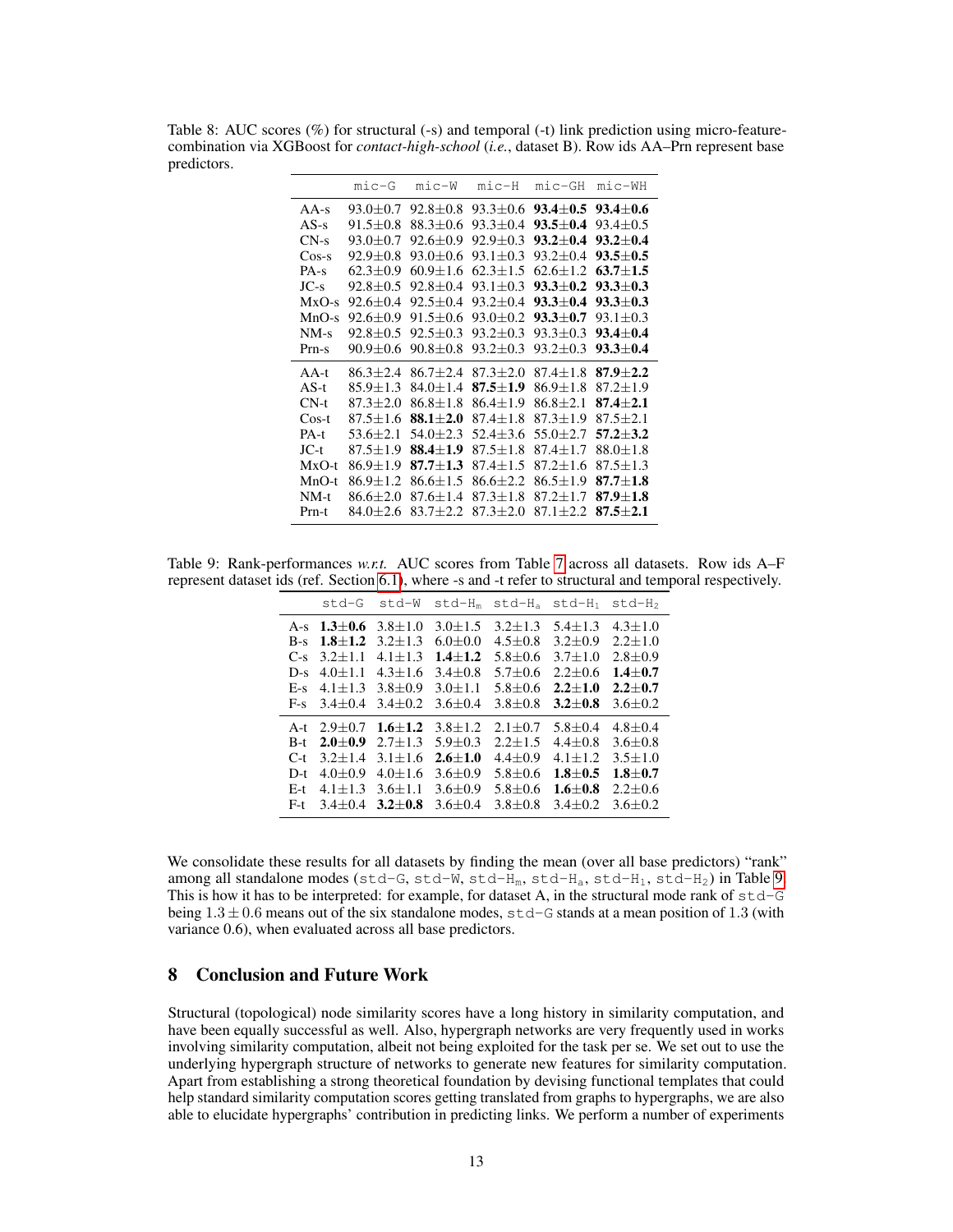Table 8: AUC scores (%) for structural (-s) and temporal (-t) link prediction using micro-feature-combination via XGBoost for *contact-high-school* (*i.e.*, dataset B). Row ids AA–Prn represent base predictors.

| | mic-G | mic-W | mic-H | mic-GH | mic-WH |
|---|---|---|---|---|---|
| AA-s | 93.0±0.7 | 92.8±0.8 | 93.3±0.6 | **93.4±0.5** | **93.4±0.6** |
| AS-s | 91.5±0.8 | 88.3±0.6 | 93.3±0.4 | **93.5±0.4** | 93.4±0.5 |
| CN-s | 93.0±0.7 | 92.6±0.9 | 92.9±0.3 | **93.2±0.4** | **93.2±0.4** |
| Cos-s | 92.9±0.8 | 93.0±0.6 | 93.1±0.3 | 93.2±0.4 | **93.5±0.5** |
| PA-s | 62.3±0.9 | 60.9±1.6 | 62.3±1.5 | 62.6±1.2 | **63.7±1.5** |
| JC-s | 92.8±0.5 | 92.8±0.4 | 93.1±0.3 | **93.3±0.2** | **93.3±0.3** |
| MxO-s | 92.6±0.4 | 92.5±0.4 | 93.2±0.4 | **93.3±0.4** | **93.3±0.3** |
| MnO-s | 92.6±0.9 | 91.5±0.6 | 93.0±0.2 | **93.3±0.7** | 93.1±0.3 |
| NM-s | 92.8±0.5 | 92.5±0.3 | 93.2±0.3 | 93.3±0.3 | **93.4±0.4** |
| Prn-s | 90.9±0.6 | 90.8±0.8 | 93.2±0.3 | 93.2±0.3 | **93.3±0.4** |
| AA-t | 86.3±2.4 | 86.7±2.4 | 87.3±2.0 | 87.4±1.8 | **87.9±2.2** |
| AS-t | 85.9±1.3 | 84.0±1.4 | **87.5±1.9** | 86.9±1.8 | 87.2±1.9 |
| CN-t | 87.3±2.0 | 86.8±1.8 | 86.4±1.9 | 86.8±2.1 | **87.4±2.1** |
| Cos-t | 87.5±1.6 | **88.1±2.0** | 87.4±1.8 | 87.3±1.9 | 87.5±2.1 |
| PA-t | 53.6±2.1 | 54.0±2.3 | 52.4±3.6 | 55.0±2.7 | **57.2±3.2** |
| JC-t | 87.5±1.9 | **88.4±1.9** | 87.5±1.8 | 87.4±1.7 | 88.0±1.8 |
| MxO-t | 86.9±1.9 | **87.7±1.3** | 87.4±1.5 | 87.2±1.6 | 87.5±1.3 |
| MnO-t | 86.9±1.2 | 86.6±1.5 | 86.6±2.2 | 86.5±1.9 | **87.7±1.8** |
| NM-t | 86.6±2.0 | 87.6±1.4 | 87.3±1.8 | 87.2±1.7 | **87.9±1.8** |
| Prn-t | 84.0±2.6 | 83.7±2.2 | 87.3±2.0 | 87.1±2.2 | **87.5±2.1** |

Table 9: Rank-performances *w.r.t.* AUC scores from Table 7 across all datasets. Row ids A–F represent dataset ids (ref. Section 6.1), where -s and -t refer to structural and temporal respectively.

| | std-G | std-W | std-$H_m$ | std-$H_a$ | std-$H_1$ | std-$H_2$ |
|---|---|---|---|---|---|---|
| A-s | **1.3±0.6** | 3.8±1.0 | 3.0±1.5 | 3.2±1.3 | 5.4±1.3 | 4.3±1.0 |
| B-s | **1.8±1.2** | 3.2±1.3 | 6.0±0.0 | 4.5±0.8 | 3.2±0.9 | 2.2±1.0 |
| C-s | 3.2±1.1 | 4.1±1.3 | **1.4±1.2** | 5.8±0.6 | 3.7±1.0 | 2.8±0.9 |
| D-s | 4.0±1.1 | 4.3±1.6 | 3.4±0.8 | 5.7±0.6 | 2.2±0.6 | **1.4±0.7** |
| E-s | 4.1±1.3 | 3.8±0.9 | 3.0±1.1 | 5.8±0.6 | **2.2±1.0** | **2.2±0.7** |
| F-s | 3.4±0.4 | 3.4±0.2 | 3.6±0.4 | 3.8±0.8 | **3.2±0.8** | 3.6±0.2 |
| A-t | 2.9±0.7 | **1.6±1.2** | 3.8±1.2 | 2.1±0.7 | 5.8±0.4 | 4.8±0.4 |
| B-t | **2.0±0.9** | 2.7±1.3 | 5.9±0.3 | 2.2±1.5 | 4.4±0.8 | 3.6±0.8 |
| C-t | 3.2±1.4 | 3.1±1.6 | **2.6±1.0** | 4.4±0.9 | 4.1±1.2 | 3.5±1.0 |
| D-t | 4.0±0.9 | 4.0±1.6 | 3.6±0.9 | 5.8±0.6 | **1.8±0.5** | **1.8±0.7** |
| E-t | 4.1±1.3 | 3.6±1.1 | 3.6±0.9 | 5.8±0.6 | **1.6±0.8** | 2.2±0.6 |
| F-t | 3.4±0.4 | **3.2±0.8** | 3.6±0.4 | 3.8±0.8 | 3.4±0.2 | 3.6±0.2 |

We consolidate these results for all datasets by finding the mean (over all base predictors) "rank" among all standalone modes (std-G, std-W, std-$H_m$, std-$H_a$, std-$H_1$, std-$H_2$) in Table 9. This is how it has to be interpreted: for example, for dataset A, in the structural mode rank of std-G being $1.3 \pm 0.6$ means out of the six standalone modes, std-G stands at a mean position of 1.3 (with variance 0.6), when evaluated across all base predictors.

## 8 Conclusion and Future Work

Structural (topological) node similarity scores have a long history in similarity computation, and have been equally successful as well. Also, hypergraph networks are very frequently used in works involving similarity computation, albeit not being exploited for the task per se. We set out to use the underlying hypergraph structure of networks to generate new features for similarity computation. Apart from establishing a strong theoretical foundation by devising functional templates that could help standard similarity computation scores getting translated from graphs to hypergraphs, we are also able to elucidate hypergraphs' contribution in predicting links. We perform a number of experiments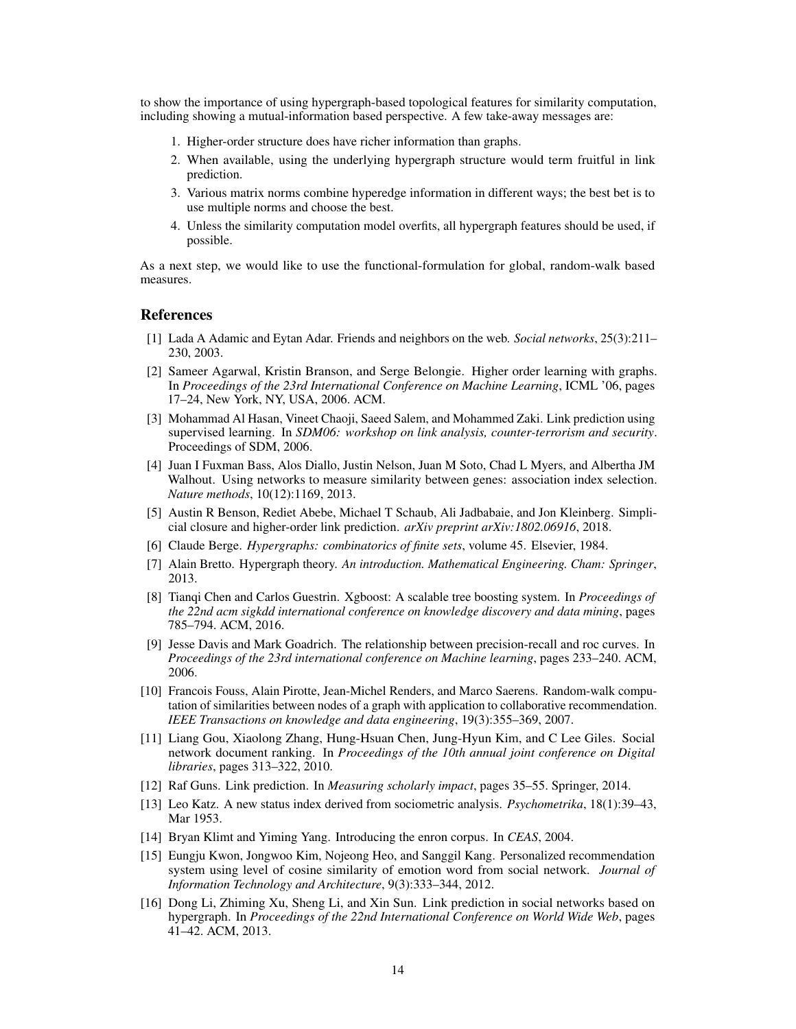to show the importance of using hypergraph-based topological features for similarity computation, including showing a mutual-information based perspective. A few take-away messages are:

1. Higher-order structure does have richer information than graphs.
2. When available, using the underlying hypergraph structure would term fruitful in link prediction.
3. Various matrix norms combine hyperedge information in different ways; the best bet is to use multiple norms and choose the best.
4. Unless the similarity computation model overfits, all hypergraph features should be used, if possible.

As a next step, we would like to use the functional-formulation for global, random-walk based measures.

## References

[1] Lada A Adamic and Eytan Adar. Friends and neighbors on the web. *Social networks*, 25(3):211–230, 2003.

[2] Sameer Agarwal, Kristin Branson, and Serge Belongie. Higher order learning with graphs. In *Proceedings of the 23rd International Conference on Machine Learning*, ICML '06, pages 17–24, New York, NY, USA, 2006. ACM.

[3] Mohammad Al Hasan, Vineet Chaoji, Saeed Salem, and Mohammed Zaki. Link prediction using supervised learning. In *SDM06: workshop on link analysis, counter-terrorism and security*. Proceedings of SDM, 2006.

[4] Juan I Fuxman Bass, Alos Diallo, Justin Nelson, Juan M Soto, Chad L Myers, and Albertha JM Walhout. Using networks to measure similarity between genes: association index selection. *Nature methods*, 10(12):1169, 2013.

[5] Austin R Benson, Rediet Abebe, Michael T Schaub, Ali Jadbabaie, and Jon Kleinberg. Simplicial closure and higher-order link prediction. *arXiv preprint arXiv:1802.06916*, 2018.

[6] Claude Berge. *Hypergraphs: combinatorics of finite sets*, volume 45. Elsevier, 1984.

[7] Alain Bretto. Hypergraph theory. *An introduction. Mathematical Engineering. Cham: Springer*, 2013.

[8] Tianqi Chen and Carlos Guestrin. Xgboost: A scalable tree boosting system. In *Proceedings of the 22nd acm sigkdd international conference on knowledge discovery and data mining*, pages 785–794. ACM, 2016.

[9] Jesse Davis and Mark Goadrich. The relationship between precision-recall and roc curves. In *Proceedings of the 23rd international conference on Machine learning*, pages 233–240. ACM, 2006.

[10] Francois Fouss, Alain Pirotte, Jean-Michel Renders, and Marco Saerens. Random-walk computation of similarities between nodes of a graph with application to collaborative recommendation. *IEEE Transactions on knowledge and data engineering*, 19(3):355–369, 2007.

[11] Liang Gou, Xiaolong Zhang, Hung-Hsuan Chen, Jung-Hyun Kim, and C Lee Giles. Social network document ranking. In *Proceedings of the 10th annual joint conference on Digital libraries*, pages 313–322, 2010.

[12] Raf Guns. Link prediction. In *Measuring scholarly impact*, pages 35–55. Springer, 2014.

[13] Leo Katz. A new status index derived from sociometric analysis. *Psychometrika*, 18(1):39–43, Mar 1953.

[14] Bryan Klimt and Yiming Yang. Introducing the enron corpus. In *CEAS*, 2004.

[15] Eungju Kwon, Jongwoo Kim, Nojeong Heo, and Sanggil Kang. Personalized recommendation system using level of cosine similarity of emotion word from social network. *Journal of Information Technology and Architecture*, 9(3):333–344, 2012.

[16] Dong Li, Zhiming Xu, Sheng Li, and Xin Sun. Link prediction in social networks based on hypergraph. In *Proceedings of the 22nd International Conference on World Wide Web*, pages 41–42. ACM, 2013.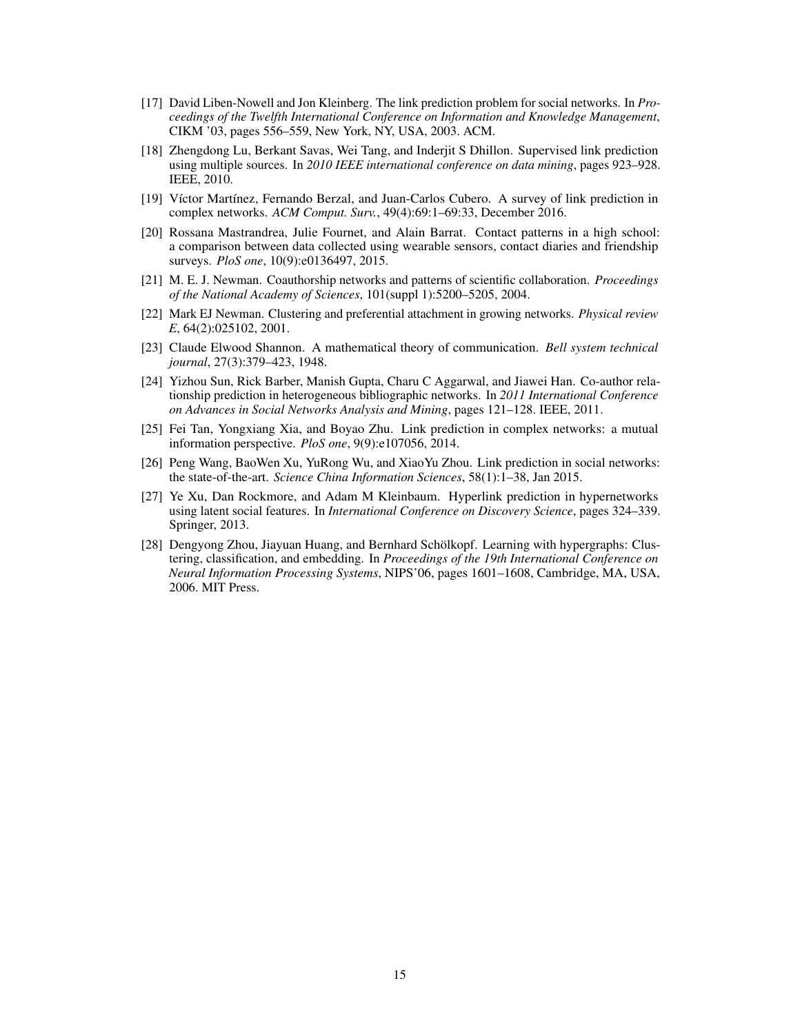[17] David Liben-Nowell and Jon Kleinberg. The link prediction problem for social networks. In *Proceedings of the Twelfth International Conference on Information and Knowledge Management*, CIKM '03, pages 556–559, New York, NY, USA, 2003. ACM.

[18] Zhengdong Lu, Berkant Savas, Wei Tang, and Inderjit S Dhillon. Supervised link prediction using multiple sources. In *2010 IEEE international conference on data mining*, pages 923–928. IEEE, 2010.

[19] Víctor Martínez, Fernando Berzal, and Juan-Carlos Cubero. A survey of link prediction in complex networks. *ACM Comput. Surv.*, 49(4):69:1–69:33, December 2016.

[20] Rossana Mastrandrea, Julie Fournet, and Alain Barrat. Contact patterns in a high school: a comparison between data collected using wearable sensors, contact diaries and friendship surveys. *PloS one*, 10(9):e0136497, 2015.

[21] M. E. J. Newman. Coauthorship networks and patterns of scientific collaboration. *Proceedings of the National Academy of Sciences*, 101(suppl 1):5200–5205, 2004.

[22] Mark EJ Newman. Clustering and preferential attachment in growing networks. *Physical review E*, 64(2):025102, 2001.

[23] Claude Elwood Shannon. A mathematical theory of communication. *Bell system technical journal*, 27(3):379–423, 1948.

[24] Yizhou Sun, Rick Barber, Manish Gupta, Charu C Aggarwal, and Jiawei Han. Co-author relationship prediction in heterogeneous bibliographic networks. In *2011 International Conference on Advances in Social Networks Analysis and Mining*, pages 121–128. IEEE, 2011.

[25] Fei Tan, Yongxiang Xia, and Boyao Zhu. Link prediction in complex networks: a mutual information perspective. *PloS one*, 9(9):e107056, 2014.

[26] Peng Wang, BaoWen Xu, YuRong Wu, and XiaoYu Zhou. Link prediction in social networks: the state-of-the-art. *Science China Information Sciences*, 58(1):1–38, Jan 2015.

[27] Ye Xu, Dan Rockmore, and Adam M Kleinbaum. Hyperlink prediction in hypernetworks using latent social features. In *International Conference on Discovery Science*, pages 324–339. Springer, 2013.

[28] Dengyong Zhou, Jiayuan Huang, and Bernhard Schölkopf. Learning with hypergraphs: Clustering, classification, and embedding. In *Proceedings of the 19th International Conference on Neural Information Processing Systems*, NIPS'06, pages 1601–1608, Cambridge, MA, USA, 2006. MIT Press.